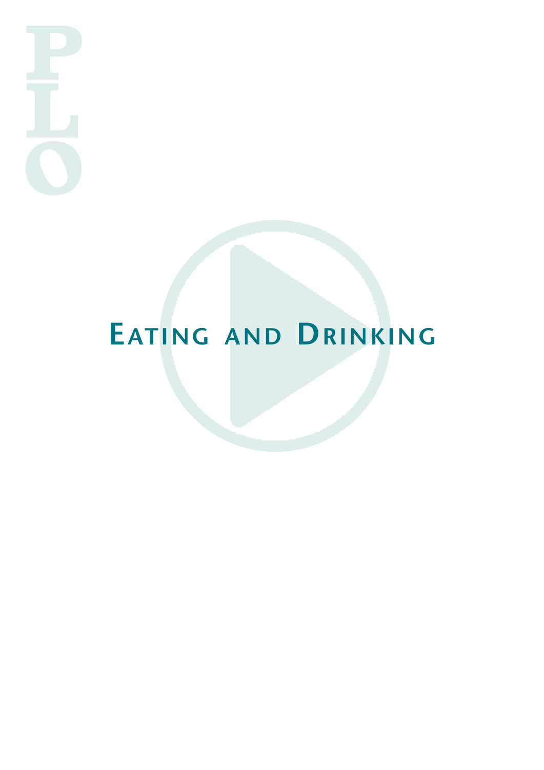# Eating and Drinking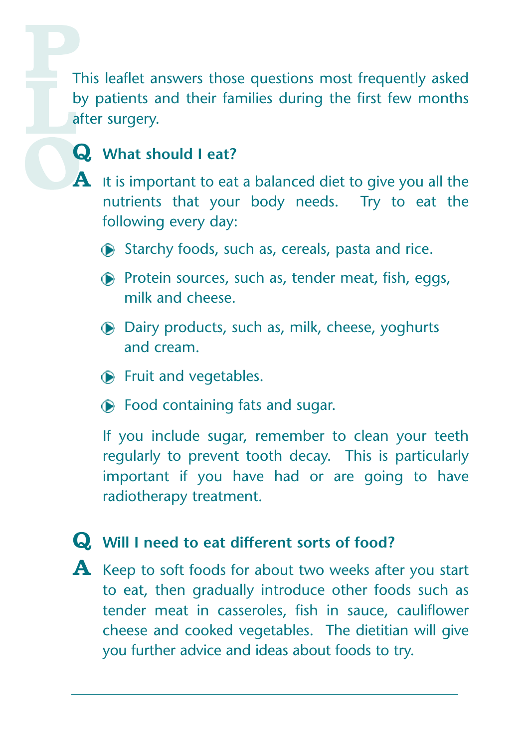This leaflet answers those questions most frequently asked by patients and their families during the first few months after surgery.

**Q What should I eat?**

**A** It is important to eat a balanced diet to give you all the nutrients that your body needs. Try to eat the following every day:

- Starchy foods, such as, cereals, pasta and rice.
- Protein sources, such as, tender meat, fish, eggs, milk and cheese.
- Dairy products, such as, milk, cheese, yoghurts and cream.
- Fruit and vegetables.
- Food containing fats and sugar.

If you include sugar, remember to clean your teeth regularly to prevent tooth decay. This is particularly important if you have had or are going to have radiotherapy treatment.

**Q Will I need to eat different sorts of food?**

**A** Keep to soft foods for about two weeks after you start to eat, then gradually introduce other foods such as tender meat in casseroles, fish in sauce, cauliflower cheese and cooked vegetables. The dietitian will give you further advice and ideas about foods to try.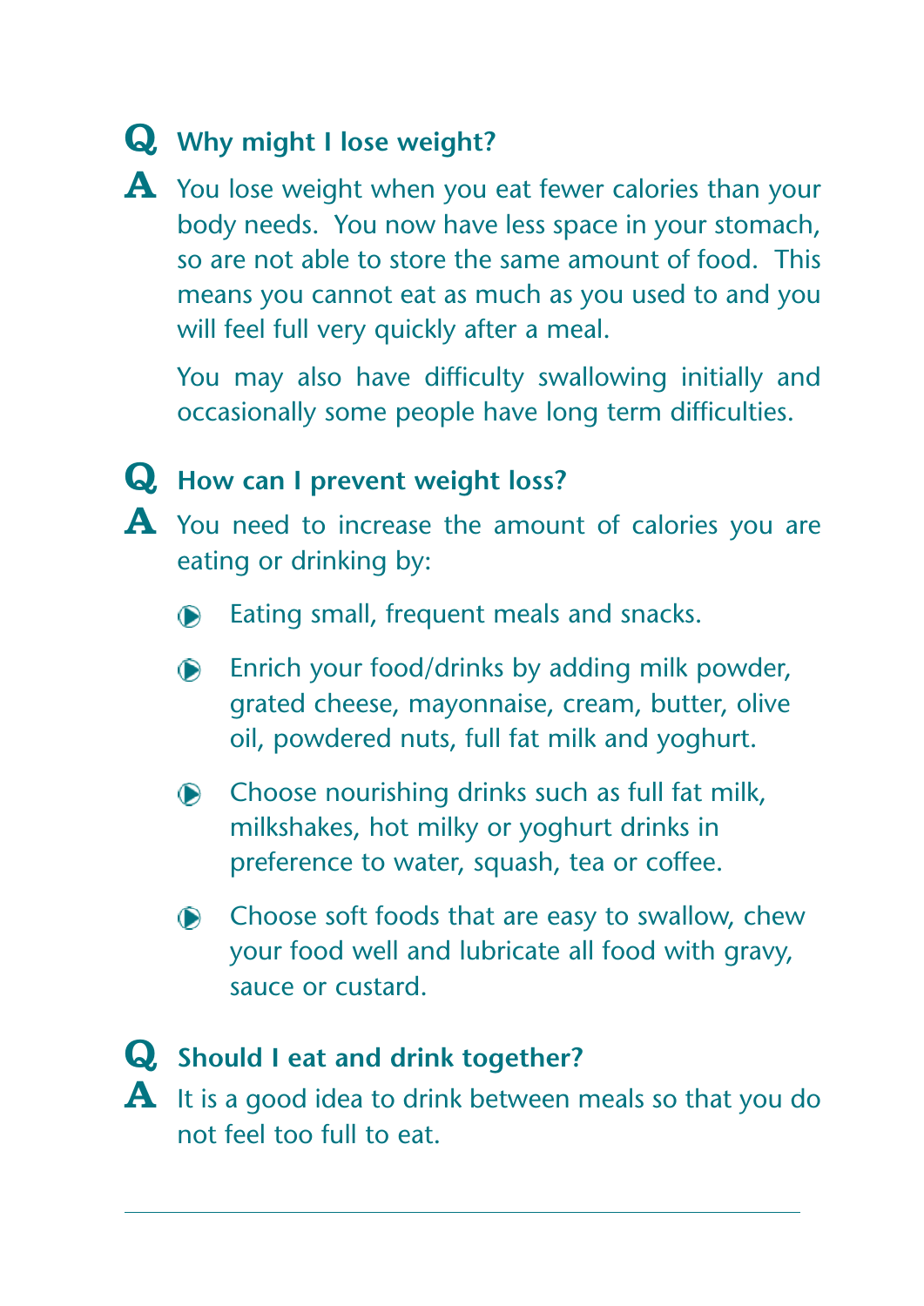**Q Why might I lose weight?**

**A** You lose weight when you eat fewer calories than your body needs. You now have less space in your stomach, so are not able to store the same amount of food. This means you cannot eat as much as you used to and you will feel full very quickly after a meal.

You may also have difficulty swallowing initially and occasionally some people have long term difficulties.

**Q How can I prevent weight loss?**

**A** You need to increase the amount of calories you are eating or drinking by:

- Eating small, frequent meals and snacks.
- Enrich your food/drinks by adding milk powder, grated cheese, mayonnaise, cream, butter, olive oil, powdered nuts, full fat milk and yoghurt.
- Choose nourishing drinks such as full fat milk, milkshakes, hot milky or yoghurt drinks in preference to water, squash, tea or coffee.
- Choose soft foods that are easy to swallow, chew your food well and lubricate all food with gravy, sauce or custard.

**Q Should I eat and drink together?**

**A** It is a good idea to drink between meals so that you do not feel too full to eat.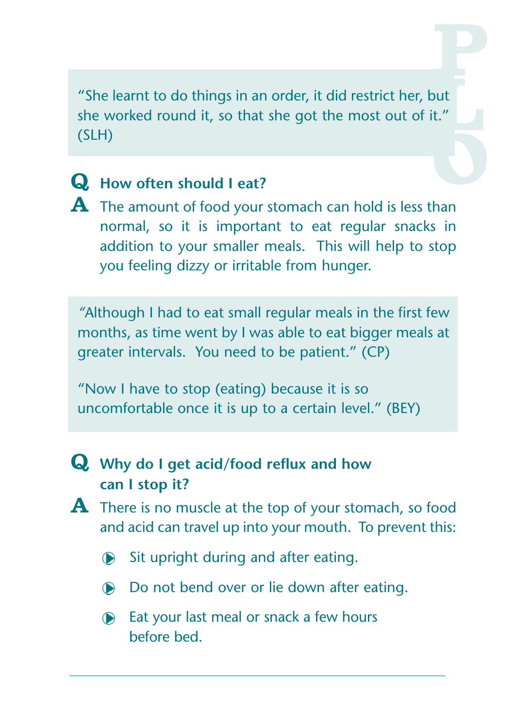"She learnt to do things in an order, it did restrict her, but she worked round it, so that she got the most out of it." (SLH)

**Q How often should I eat?**

**A** The amount of food your stomach can hold is less than normal, so it is important to eat regular snacks in addition to your smaller meals. This will help to stop you feeling dizzy or irritable from hunger.

"Although I had to eat small regular meals in the first few months, as time went by I was able to eat bigger meals at greater intervals. You need to be patient." (CP)

"Now I have to stop (eating) because it is so uncomfortable once it is up to a certain level." (BEY)

**Q Why do I get acid/food reflux and how can I stop it?**

**A** There is no muscle at the top of your stomach, so food and acid can travel up into your mouth. To prevent this:

- Sit upright during and after eating.
- Do not bend over or lie down after eating.
- Eat your last meal or snack a few hours before bed.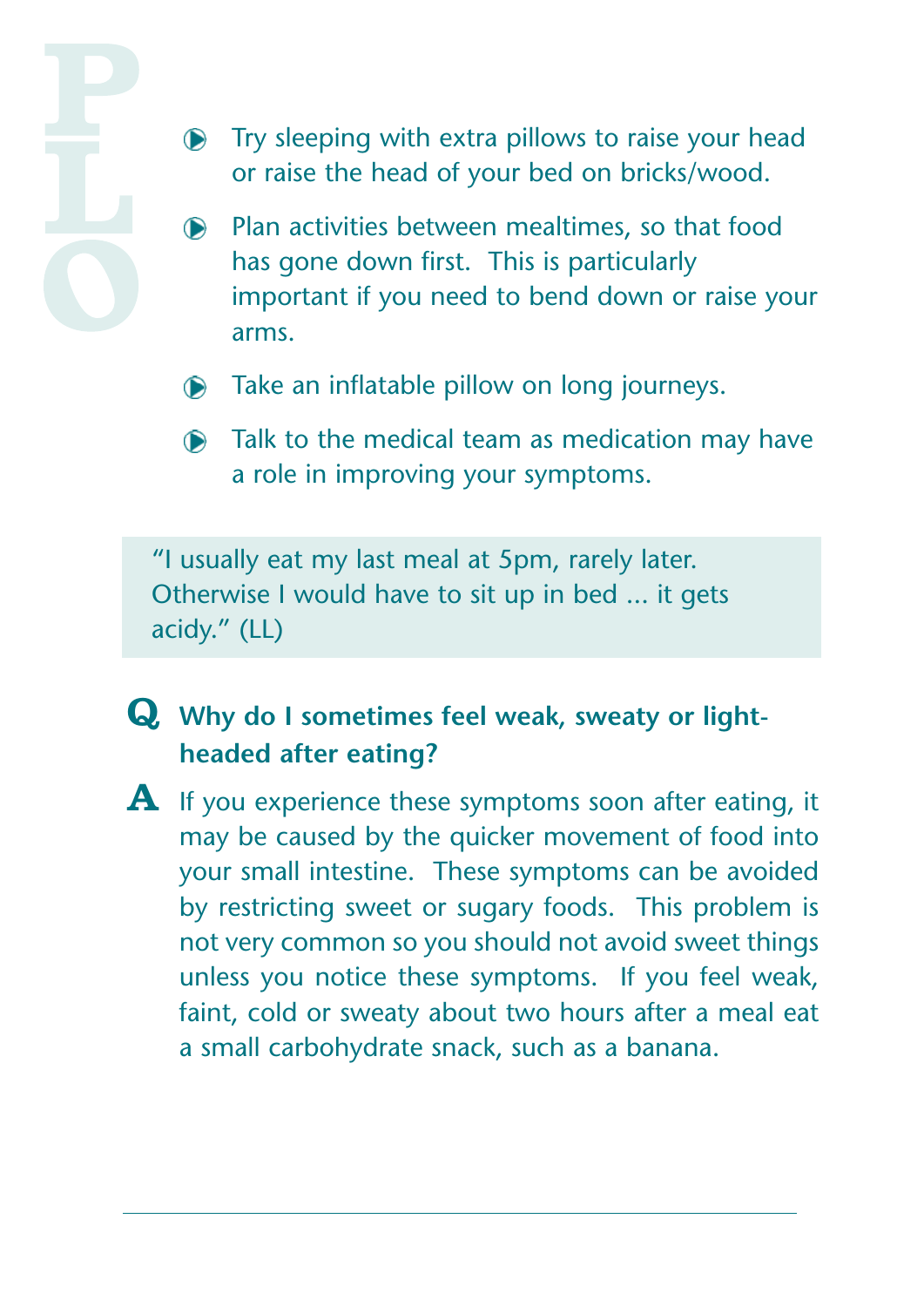- Try sleeping with extra pillows to raise your head or raise the head of your bed on bricks/wood.
- Plan activities between mealtimes, so that food has gone down first. This is particularly important if you need to bend down or raise your arms.
- Take an inflatable pillow on long journeys.
- Talk to the medical team as medication may have a role in improving your symptoms.

> "I usually eat my last meal at 5pm, rarely later. Otherwise I would have to sit up in bed ... it gets acidy." (LL)

**Q Why do I sometimes feel weak, sweaty or light-headed after eating?**

**A** If you experience these symptoms soon after eating, it may be caused by the quicker movement of food into your small intestine. These symptoms can be avoided by restricting sweet or sugary foods. This problem is not very common so you should not avoid sweet things unless you notice these symptoms. If you feel weak, faint, cold or sweaty about two hours after a meal eat a small carbohydrate snack, such as a banana.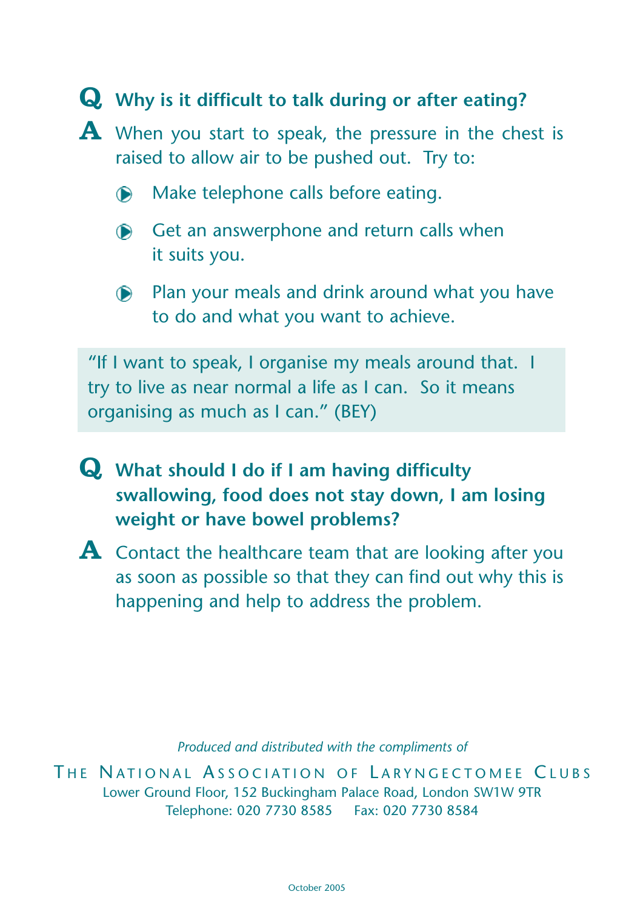**Q Why is it difficult to talk during or after eating?**

**A** When you start to speak, the pressure in the chest is raised to allow air to be pushed out. Try to:

- Make telephone calls before eating.
- Get an answerphone and return calls when it suits you.
- Plan your meals and drink around what you have to do and what you want to achieve.

> "If I want to speak, I organise my meals around that. I try to live as near normal a life as I can. So it means organising as much as I can." (BEY)

**Q What should I do if I am having difficulty swallowing, food does not stay down, I am losing weight or have bowel problems?**

**A** Contact the healthcare team that are looking after you as soon as possible so that they can find out why this is happening and help to address the problem.

*Produced and distributed with the compliments of*

THE NATIONAL ASSOCIATION OF LARYNGECTOMEE CLUBS
Lower Ground Floor, 152 Buckingham Palace Road, London SW1W 9TR
Telephone: 020 7730 8585 Fax: 020 7730 8584

October 2005